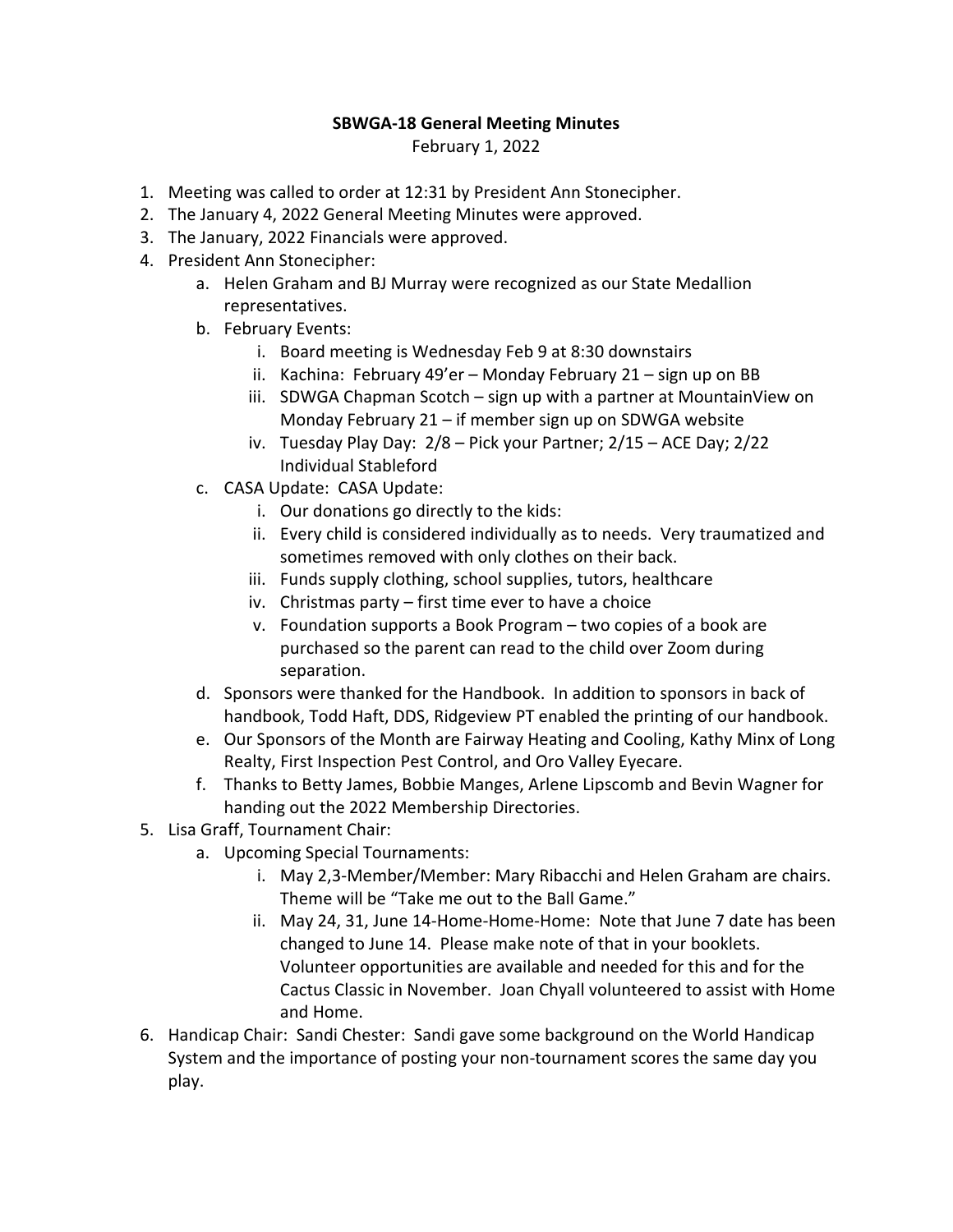**SBWGA-18 General Meeting Minutes**

February 1, 2022

1. Meeting was called to order at 12:31 by President Ann Stonecipher.
2. The January 4, 2022 General Meeting Minutes were approved.
3. The January, 2022 Financials were approved.
4. President Ann Stonecipher:
   a. Helen Graham and BJ Murray were recognized as our State Medallion representatives.
   b. February Events:
      i. Board meeting is Wednesday Feb 9 at 8:30 downstairs
      ii. Kachina: February 49'er – Monday February 21 – sign up on BB
      iii. SDWGA Chapman Scotch – sign up with a partner at MountainView on Monday February 21 – if member sign up on SDWGA website
      iv. Tuesday Play Day: 2/8 – Pick your Partner; 2/15 – ACE Day; 2/22 Individual Stableford
   c. CASA Update: CASA Update:
      i. Our donations go directly to the kids:
      ii. Every child is considered individually as to needs. Very traumatized and sometimes removed with only clothes on their back.
      iii. Funds supply clothing, school supplies, tutors, healthcare
      iv. Christmas party – first time ever to have a choice
      v. Foundation supports a Book Program – two copies of a book are purchased so the parent can read to the child over Zoom during separation.
   d. Sponsors were thanked for the Handbook. In addition to sponsors in back of handbook, Todd Haft, DDS, Ridgeview PT enabled the printing of our handbook.
   e. Our Sponsors of the Month are Fairway Heating and Cooling, Kathy Minx of Long Realty, First Inspection Pest Control, and Oro Valley Eyecare.
   f. Thanks to Betty James, Bobbie Manges, Arlene Lipscomb and Bevin Wagner for handing out the 2022 Membership Directories.
5. Lisa Graff, Tournament Chair:
   a. Upcoming Special Tournaments:
      i. May 2,3-Member/Member: Mary Ribacchi and Helen Graham are chairs. Theme will be "Take me out to the Ball Game."
      ii. May 24, 31, June 14-Home-Home-Home: Note that June 7 date has been changed to June 14. Please make note of that in your booklets. Volunteer opportunities are available and needed for this and for the Cactus Classic in November. Joan Chyall volunteered to assist with Home and Home.
6. Handicap Chair: Sandi Chester: Sandi gave some background on the World Handicap System and the importance of posting your non-tournament scores the same day you play.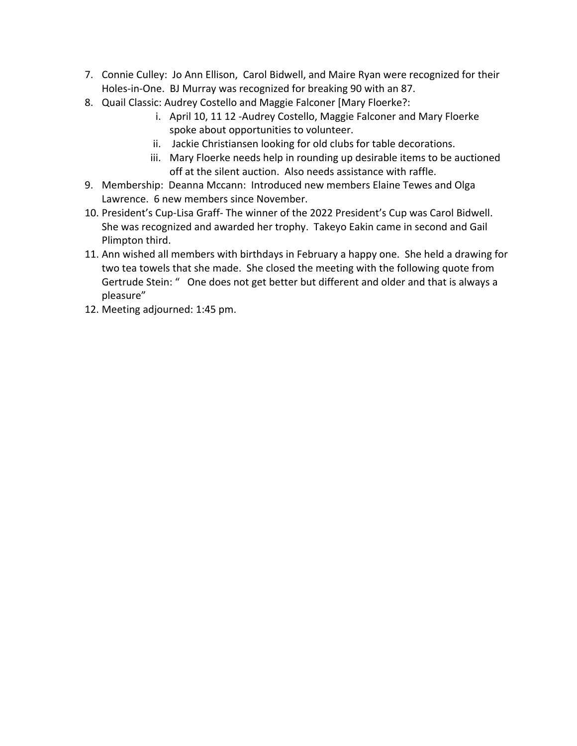7. Connie Culley: Jo Ann Ellison, Carol Bidwell, and Maire Ryan were recognized for their Holes-in-One. BJ Murray was recognized for breaking 90 with an 87.
8. Quail Classic: Audrey Costello and Maggie Falconer [Mary Floerke?:
    i. April 10, 11 12 -Audrey Costello, Maggie Falconer and Mary Floerke spoke about opportunities to volunteer.
    ii. Jackie Christiansen looking for old clubs for table decorations.
    iii. Mary Floerke needs help in rounding up desirable items to be auctioned off at the silent auction. Also needs assistance with raffle.
9. Membership: Deanna Mccann: Introduced new members Elaine Tewes and Olga Lawrence. 6 new members since November.
10. President's Cup-Lisa Graff- The winner of the 2022 President's Cup was Carol Bidwell. She was recognized and awarded her trophy. Takeyo Eakin came in second and Gail Plimpton third.
11. Ann wished all members with birthdays in February a happy one. She held a drawing for two tea towels that she made. She closed the meeting with the following quote from Gertrude Stein: " One does not get better but different and older and that is always a pleasure"
12. Meeting adjourned: 1:45 pm.